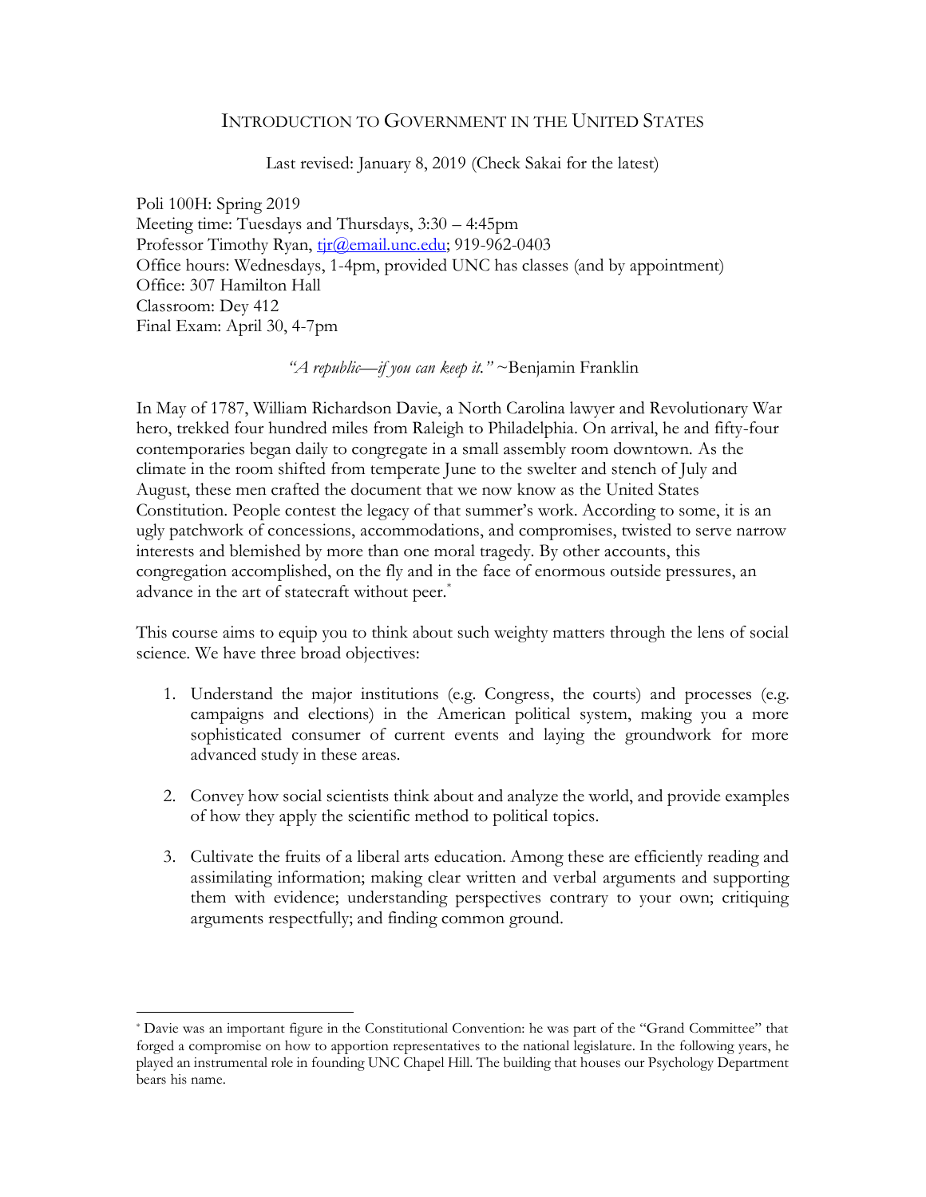# Introduction to Government in the United States

Last revised: January 8, 2019 (Check Sakai for the latest)

Poli 100H: Spring 2019
Meeting time: Tuesdays and Thursdays, 3:30 – 4:45pm
Professor Timothy Ryan, tjr@email.unc.edu; 919-962-0403
Office hours: Wednesdays, 1-4pm, provided UNC has classes (and by appointment)
Office: 307 Hamilton Hall
Classroom: Dey 412
Final Exam: April 30, 4-7pm

*"A republic—if you can keep it."* ~Benjamin Franklin

In May of 1787, William Richardson Davie, a North Carolina lawyer and Revolutionary War hero, trekked four hundred miles from Raleigh to Philadelphia. On arrival, he and fifty-four contemporaries began daily to congregate in a small assembly room downtown. As the climate in the room shifted from temperate June to the swelter and stench of July and August, these men crafted the document that we now know as the United States Constitution. People contest the legacy of that summer's work. According to some, it is an ugly patchwork of concessions, accommodations, and compromises, twisted to serve narrow interests and blemished by more than one moral tragedy. By other accounts, this congregation accomplished, on the fly and in the face of enormous outside pressures, an advance in the art of statecraft without peer.[*]

This course aims to equip you to think about such weighty matters through the lens of social science. We have three broad objectives:

1. Understand the major institutions (e.g. Congress, the courts) and processes (e.g. campaigns and elections) in the American political system, making you a more sophisticated consumer of current events and laying the groundwork for more advanced study in these areas.

2. Convey how social scientists think about and analyze the world, and provide examples of how they apply the scientific method to political topics.

3. Cultivate the fruits of a liberal arts education. Among these are efficiently reading and assimilating information; making clear written and verbal arguments and supporting them with evidence; understanding perspectives contrary to your own; critiquing arguments respectfully; and finding common ground.

---

[*] Davie was an important figure in the Constitutional Convention: he was part of the "Grand Committee" that forged a compromise on how to apportion representatives to the national legislature. In the following years, he played an instrumental role in founding UNC Chapel Hill. The building that houses our Psychology Department bears his name.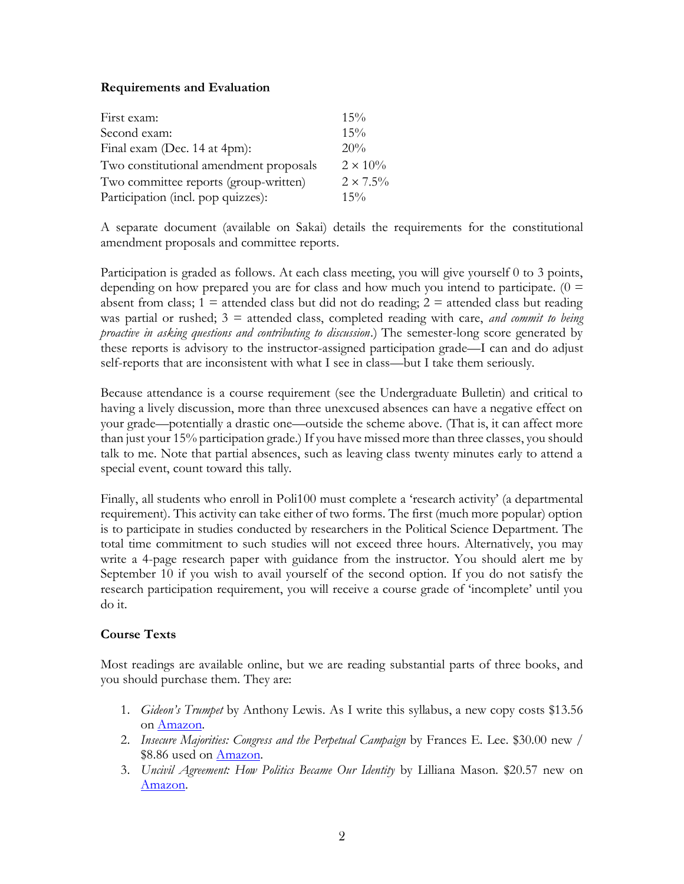**Requirements and Evaluation**

| | |
|---|---|
| First exam: | 15% |
| Second exam: | 15% |
| Final exam (Dec. 14 at 4pm): | 20% |
| Two constitutional amendment proposals | 2 × 10% |
| Two committee reports (group-written) | 2 × 7.5% |
| Participation (incl. pop quizzes): | 15% |

A separate document (available on Sakai) details the requirements for the constitutional amendment proposals and committee reports.

Participation is graded as follows. At each class meeting, you will give yourself 0 to 3 points, depending on how prepared you are for class and how much you intend to participate. (0 = absent from class; 1 = attended class but did not do reading; 2 = attended class but reading was partial or rushed; 3 = attended class, completed reading with care, *and commit to being proactive in asking questions and contributing to discussion*.) The semester-long score generated by these reports is advisory to the instructor-assigned participation grade—I can and do adjust self-reports that are inconsistent with what I see in class—but I take them seriously.

Because attendance is a course requirement (see the Undergraduate Bulletin) and critical to having a lively discussion, more than three unexcused absences can have a negative effect on your grade—potentially a drastic one—outside the scheme above. (That is, it can affect more than just your 15% participation grade.) If you have missed more than three classes, you should talk to me. Note that partial absences, such as leaving class twenty minutes early to attend a special event, count toward this tally.

Finally, all students who enroll in Poli100 must complete a 'research activity' (a departmental requirement). This activity can take either of two forms. The first (much more popular) option is to participate in studies conducted by researchers in the Political Science Department. The total time commitment to such studies will not exceed three hours. Alternatively, you may write a 4-page research paper with guidance from the instructor. You should alert me by September 10 if you wish to avail yourself of the second option. If you do not satisfy the research participation requirement, you will receive a course grade of 'incomplete' until you do it.

**Course Texts**

Most readings are available online, but we are reading substantial parts of three books, and you should purchase them. They are:

1. *Gideon's Trumpet* by Anthony Lewis. As I write this syllabus, a new copy costs $13.56 on Amazon.
2. *Insecure Majorities: Congress and the Perpetual Campaign* by Frances E. Lee. $30.00 new / $8.86 used on Amazon.
3. *Uncivil Agreement: How Politics Became Our Identity* by Lilliana Mason. $20.57 new on Amazon.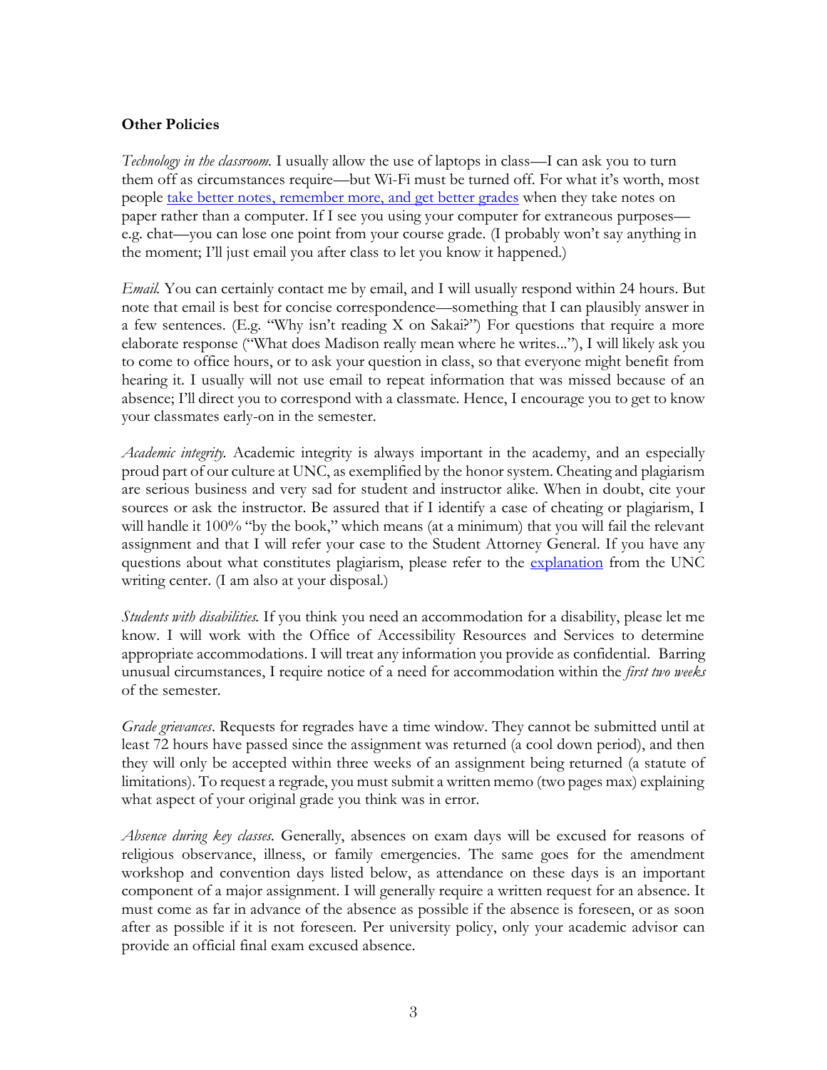**Other Policies**

*Technology in the classroom.* I usually allow the use of laptops in class—I can ask you to turn them off as circumstances require—but Wi-Fi must be turned off. For what it's worth, most people take better notes, remember more, and get better grades when they take notes on paper rather than a computer. If I see you using your computer for extraneous purposes—e.g. chat—you can lose one point from your course grade. (I probably won't say anything in the moment; I'll just email you after class to let you know it happened.)

*Email.* You can certainly contact me by email, and I will usually respond within 24 hours. But note that email is best for concise correspondence—something that I can plausibly answer in a few sentences. (E.g. "Why isn't reading X on Sakai?") For questions that require a more elaborate response ("What does Madison really mean where he writes..."), I will likely ask you to come to office hours, or to ask your question in class, so that everyone might benefit from hearing it. I usually will not use email to repeat information that was missed because of an absence; I'll direct you to correspond with a classmate. Hence, I encourage you to get to know your classmates early-on in the semester.

*Academic integrity.* Academic integrity is always important in the academy, and an especially proud part of our culture at UNC, as exemplified by the honor system. Cheating and plagiarism are serious business and very sad for student and instructor alike. When in doubt, cite your sources or ask the instructor. Be assured that if I identify a case of cheating or plagiarism, I will handle it 100% "by the book," which means (at a minimum) that you will fail the relevant assignment and that I will refer your case to the Student Attorney General. If you have any questions about what constitutes plagiarism, please refer to the explanation from the UNC writing center. (I am also at your disposal.)

*Students with disabilities.* If you think you need an accommodation for a disability, please let me know. I will work with the Office of Accessibility Resources and Services to determine appropriate accommodations. I will treat any information you provide as confidential. Barring unusual circumstances, I require notice of a need for accommodation within the *first two weeks* of the semester.

*Grade grievances*. Requests for regrades have a time window. They cannot be submitted until at least 72 hours have passed since the assignment was returned (a cool down period), and then they will only be accepted within three weeks of an assignment being returned (a statute of limitations). To request a regrade, you must submit a written memo (two pages max) explaining what aspect of your original grade you think was in error.

*Absence during key classes.* Generally, absences on exam days will be excused for reasons of religious observance, illness, or family emergencies. The same goes for the amendment workshop and convention days listed below, as attendance on these days is an important component of a major assignment. I will generally require a written request for an absence. It must come as far in advance of the absence as possible if the absence is foreseen, or as soon after as possible if it is not foreseen. Per university policy, only your academic advisor can provide an official final exam excused absence.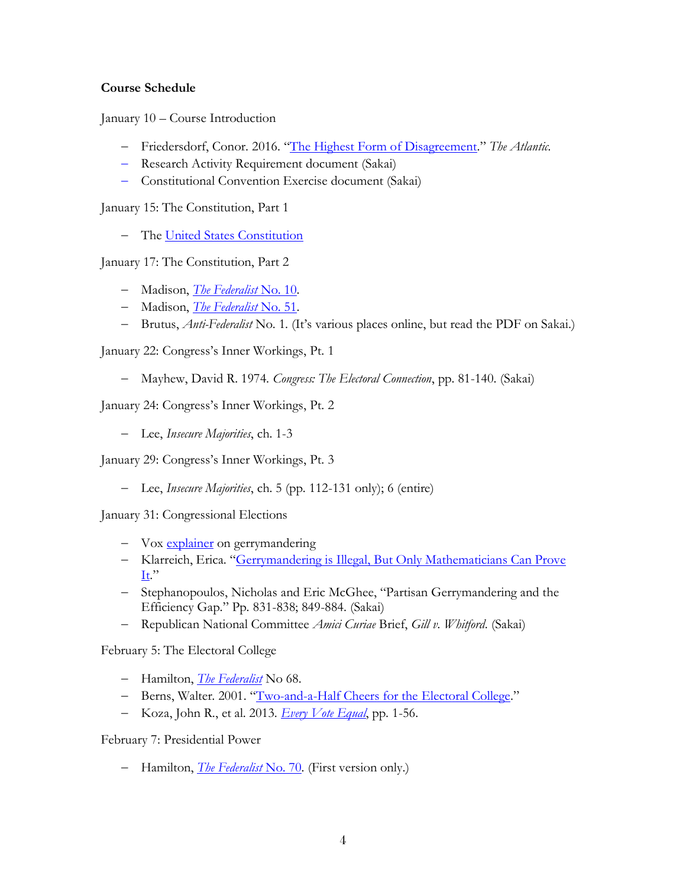**Course Schedule**

January 10 – Course Introduction

- Friedersdorf, Conor. 2016. "The Highest Form of Disagreement." *The Atlantic.*
- Research Activity Requirement document (Sakai)
- Constitutional Convention Exercise document (Sakai)

January 15: The Constitution, Part 1

- The United States Constitution

January 17: The Constitution, Part 2

- Madison, *The Federalist* No. 10.
- Madison, *The Federalist* No. 51.
- Brutus, *Anti-Federalist* No. 1. (It's various places online, but read the PDF on Sakai.)

January 22: Congress's Inner Workings, Pt. 1

- Mayhew, David R. 1974. *Congress: The Electoral Connection*, pp. 81-140. (Sakai)

January 24: Congress's Inner Workings, Pt. 2

- Lee, *Insecure Majorities*, ch. 1-3

January 29: Congress's Inner Workings, Pt. 3

- Lee, *Insecure Majorities*, ch. 5 (pp. 112-131 only); 6 (entire)

January 31: Congressional Elections

- Vox explainer on gerrymandering
- Klarreich, Erica. "Gerrymandering is Illegal, But Only Mathematicians Can Prove It."
- Stephanopoulos, Nicholas and Eric McGhee, "Partisan Gerrymandering and the Efficiency Gap." Pp. 831-838; 849-884. (Sakai)
- Republican National Committee *Amici Curiae* Brief, *Gill v. Whitford*. (Sakai)

February 5: The Electoral College

- Hamilton, *The Federalist* No 68.
- Berns, Walter. 2001. "Two-and-a-Half Cheers for the Electoral College."
- Koza, John R., et al. 2013. *Every Vote Equal*, pp. 1-56.

February 7: Presidential Power

- Hamilton, *The Federalist* No. 70. (First version only.)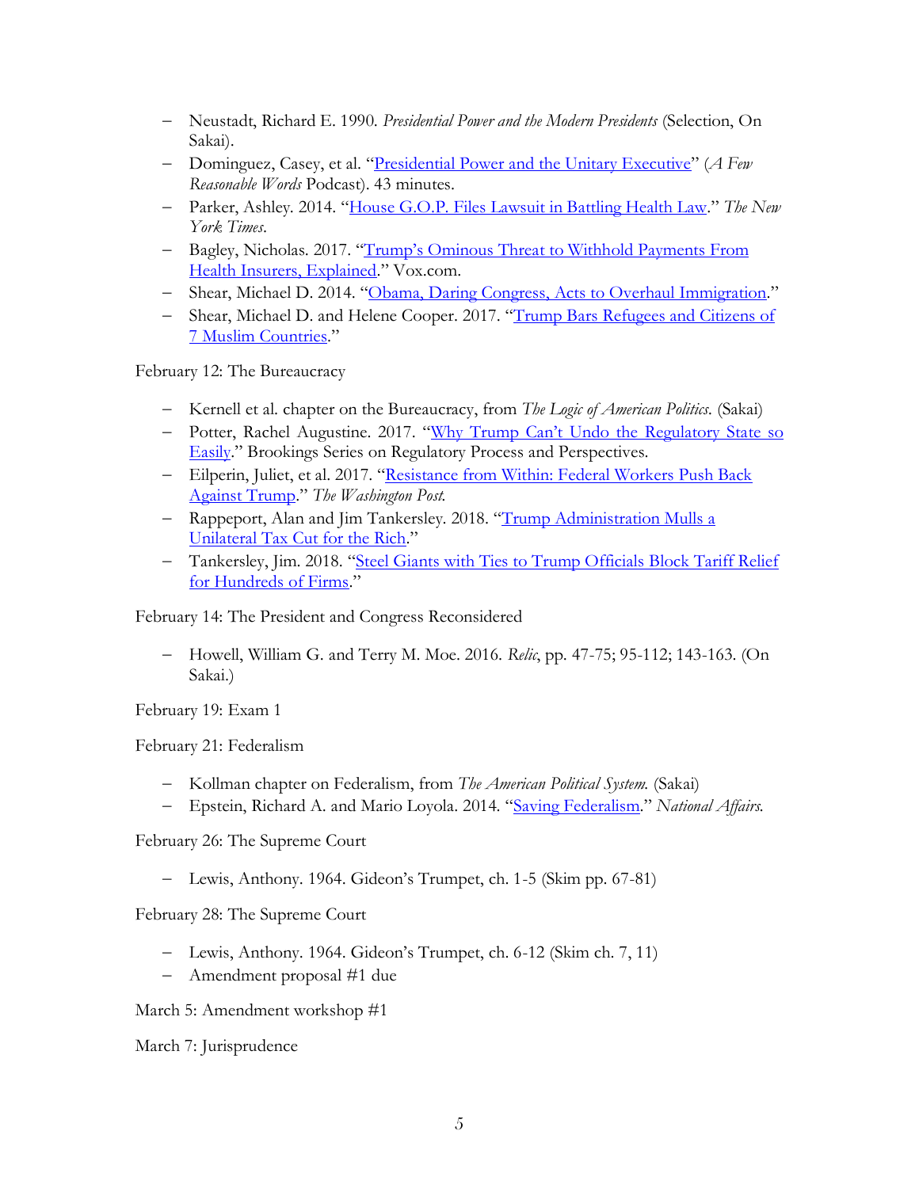- Neustadt, Richard E. 1990. *Presidential Power and the Modern Presidents* (Selection, On Sakai).
- Dominguez, Casey, et al. "Presidential Power and the Unitary Executive" (*A Few Reasonable Words* Podcast). 43 minutes.
- Parker, Ashley. 2014. "House G.O.P. Files Lawsuit in Battling Health Law." *The New York Times*.
- Bagley, Nicholas. 2017. "Trump's Ominous Threat to Withhold Payments From Health Insurers, Explained." Vox.com.
- Shear, Michael D. 2014. "Obama, Daring Congress, Acts to Overhaul Immigration."
- Shear, Michael D. and Helene Cooper. 2017. "Trump Bars Refugees and Citizens of 7 Muslim Countries."

February 12: The Bureaucracy

- Kernell et al. chapter on the Bureaucracy, from *The Logic of American Politics.* (Sakai)
- Potter, Rachel Augustine. 2017. "Why Trump Can't Undo the Regulatory State so Easily." Brookings Series on Regulatory Process and Perspectives.
- Eilperin, Juliet, et al. 2017. "Resistance from Within: Federal Workers Push Back Against Trump." *The Washington Post.*
- Rappeport, Alan and Jim Tankersley. 2018. "Trump Administration Mulls a Unilateral Tax Cut for the Rich."
- Tankersley, Jim. 2018. "Steel Giants with Ties to Trump Officials Block Tariff Relief for Hundreds of Firms."

February 14: The President and Congress Reconsidered

- Howell, William G. and Terry M. Moe. 2016. *Relic*, pp. 47-75; 95-112; 143-163. (On Sakai.)

February 19: Exam 1

February 21: Federalism

- Kollman chapter on Federalism, from *The American Political System.* (Sakai)
- Epstein, Richard A. and Mario Loyola. 2014. "Saving Federalism." *National Affairs.*

February 26: The Supreme Court

- Lewis, Anthony. 1964. Gideon's Trumpet, ch. 1-5 (Skim pp. 67-81)

February 28: The Supreme Court

- Lewis, Anthony. 1964. Gideon's Trumpet, ch. 6-12 (Skim ch. 7, 11)
- Amendment proposal #1 due

March 5: Amendment workshop #1

March 7: Jurisprudence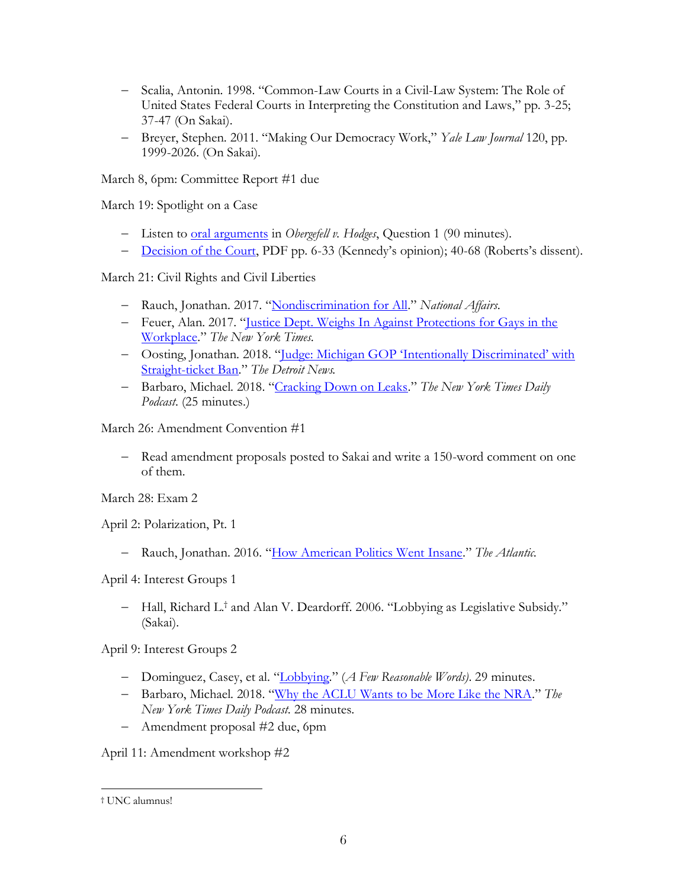- Scalia, Antonin. 1998. "Common-Law Courts in a Civil-Law System: The Role of United States Federal Courts in Interpreting the Constitution and Laws," pp. 3-25; 37-47 (On Sakai).
- Breyer, Stephen. 2011. "Making Our Democracy Work," *Yale Law Journal* 120, pp. 1999-2026. (On Sakai).

March 8, 6pm: Committee Report #1 due

March 19: Spotlight on a Case

- Listen to oral arguments in *Obergefell v. Hodges*, Question 1 (90 minutes).
- Decision of the Court, PDF pp. 6-33 (Kennedy's opinion); 40-68 (Roberts's dissent).

March 21: Civil Rights and Civil Liberties

- Rauch, Jonathan. 2017. "Nondiscrimination for All." *National Affairs*.
- Feuer, Alan. 2017. "Justice Dept. Weighs In Against Protections for Gays in the Workplace." *The New York Times*.
- Oosting, Jonathan. 2018. "Judge: Michigan GOP 'Intentionally Discriminated' with Straight-ticket Ban." *The Detroit News*.
- Barbaro, Michael. 2018. "Cracking Down on Leaks." *The New York Times Daily Podcast*. (25 minutes.)

March 26: Amendment Convention #1

- Read amendment proposals posted to Sakai and write a 150-word comment on one of them.

March 28: Exam 2

April 2: Polarization, Pt. 1

- Rauch, Jonathan. 2016. "How American Politics Went Insane." *The Atlantic*.

April 4: Interest Groups 1

- Hall, Richard L.[†] and Alan V. Deardorff. 2006. "Lobbying as Legislative Subsidy." (Sakai).

April 9: Interest Groups 2

- Dominguez, Casey, et al. "Lobbying." (*A Few Reasonable Words*). 29 minutes.
- Barbaro, Michael. 2018. "Why the ACLU Wants to be More Like the NRA." *The New York Times Daily Podcast*. 28 minutes.
- Amendment proposal #2 due, 6pm

April 11: Amendment workshop #2

---

[†] UNC alumnus!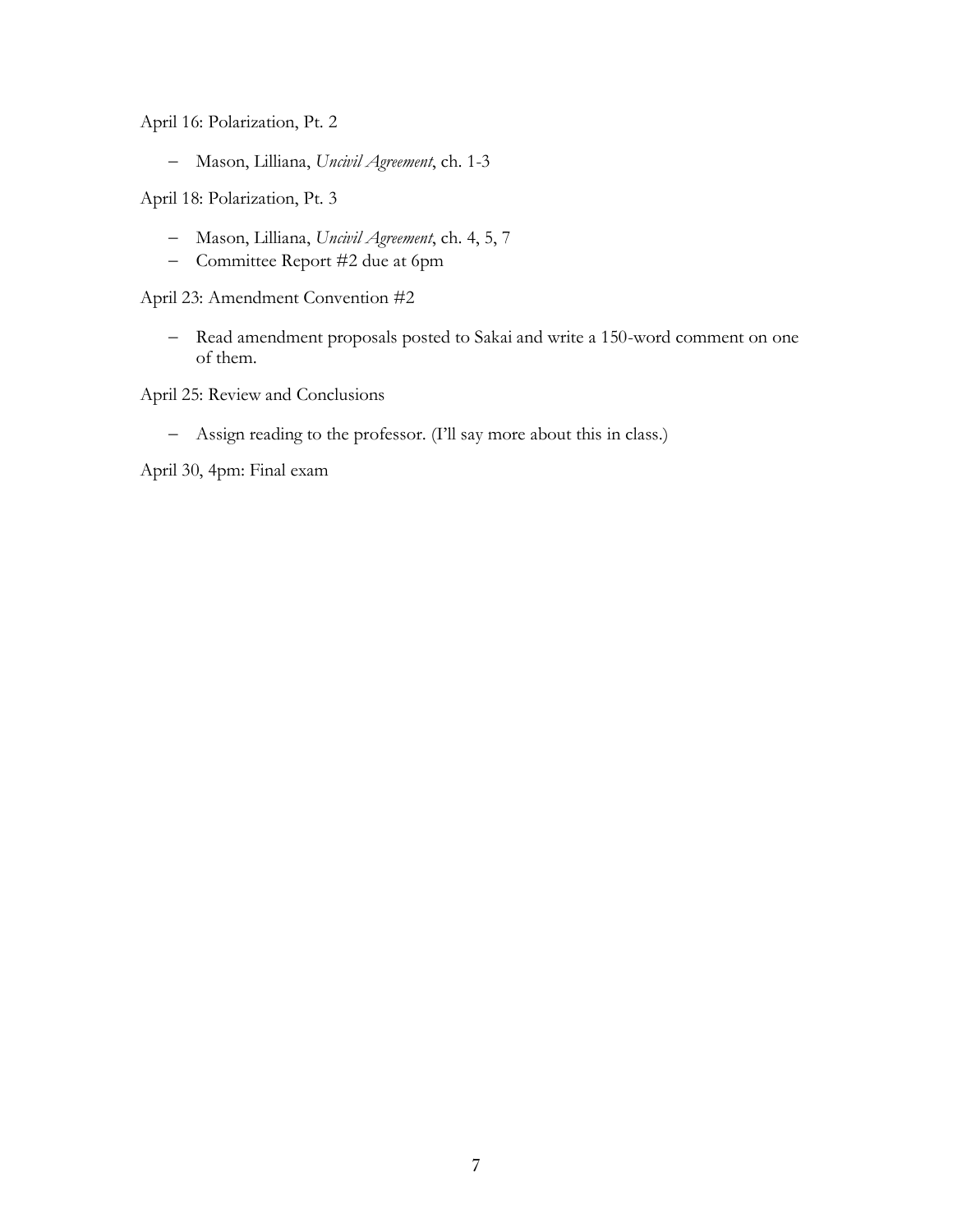April 16: Polarization, Pt. 2

- Mason, Lilliana, *Uncivil Agreement*, ch. 1-3

April 18: Polarization, Pt. 3

- Mason, Lilliana, *Uncivil Agreement*, ch. 4, 5, 7
- Committee Report #2 due at 6pm

April 23: Amendment Convention #2

- Read amendment proposals posted to Sakai and write a 150-word comment on one of them.

April 25: Review and Conclusions

- Assign reading to the professor. (I'll say more about this in class.)

April 30, 4pm: Final exam